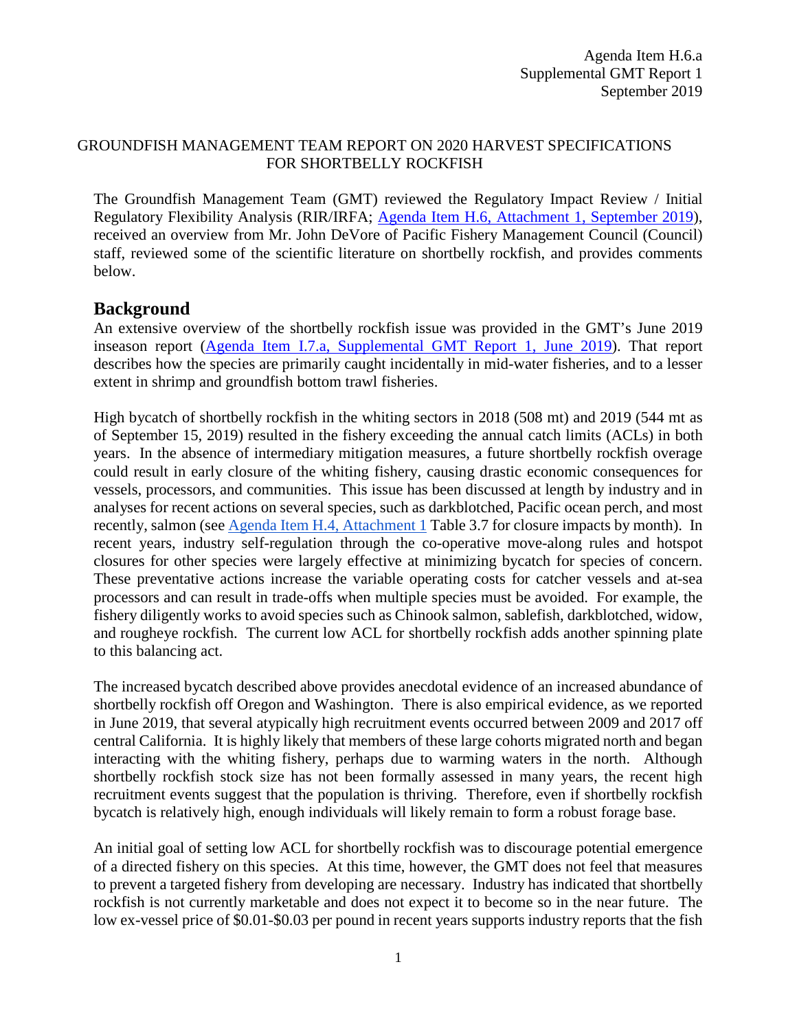Agenda Item H.6.a
Supplemental GMT Report 1
September 2019

GROUNDFISH MANAGEMENT TEAM REPORT ON 2020 HARVEST SPECIFICATIONS FOR SHORTBELLY ROCKFISH

The Groundfish Management Team (GMT) reviewed the Regulatory Impact Review / Initial Regulatory Flexibility Analysis (RIR/IRFA; Agenda Item H.6, Attachment 1, September 2019), received an overview from Mr. John DeVore of Pacific Fishery Management Council (Council) staff, reviewed some of the scientific literature on shortbelly rockfish, and provides comments below.

## Background

An extensive overview of the shortbelly rockfish issue was provided in the GMT's June 2019 inseason report (Agenda Item I.7.a, Supplemental GMT Report 1, June 2019). That report describes how the species are primarily caught incidentally in mid-water fisheries, and to a lesser extent in shrimp and groundfish bottom trawl fisheries.

High bycatch of shortbelly rockfish in the whiting sectors in 2018 (508 mt) and 2019 (544 mt as of September 15, 2019) resulted in the fishery exceeding the annual catch limits (ACLs) in both years. In the absence of intermediary mitigation measures, a future shortbelly rockfish overage could result in early closure of the whiting fishery, causing drastic economic consequences for vessels, processors, and communities. This issue has been discussed at length by industry and in analyses for recent actions on several species, such as darkblotched, Pacific ocean perch, and most recently, salmon (see Agenda Item H.4, Attachment 1 Table 3.7 for closure impacts by month). In recent years, industry self-regulation through the co-operative move-along rules and hotspot closures for other species were largely effective at minimizing bycatch for species of concern. These preventative actions increase the variable operating costs for catcher vessels and at-sea processors and can result in trade-offs when multiple species must be avoided. For example, the fishery diligently works to avoid species such as Chinook salmon, sablefish, darkblotched, widow, and rougheye rockfish. The current low ACL for shortbelly rockfish adds another spinning plate to this balancing act.

The increased bycatch described above provides anecdotal evidence of an increased abundance of shortbelly rockfish off Oregon and Washington. There is also empirical evidence, as we reported in June 2019, that several atypically high recruitment events occurred between 2009 and 2017 off central California. It is highly likely that members of these large cohorts migrated north and began interacting with the whiting fishery, perhaps due to warming waters in the north. Although shortbelly rockfish stock size has not been formally assessed in many years, the recent high recruitment events suggest that the population is thriving. Therefore, even if shortbelly rockfish bycatch is relatively high, enough individuals will likely remain to form a robust forage base.

An initial goal of setting low ACL for shortbelly rockfish was to discourage potential emergence of a directed fishery on this species. At this time, however, the GMT does not feel that measures to prevent a targeted fishery from developing are necessary. Industry has indicated that shortbelly rockfish is not currently marketable and does not expect it to become so in the near future. The low ex-vessel price of $0.01-$0.03 per pound in recent years supports industry reports that the fish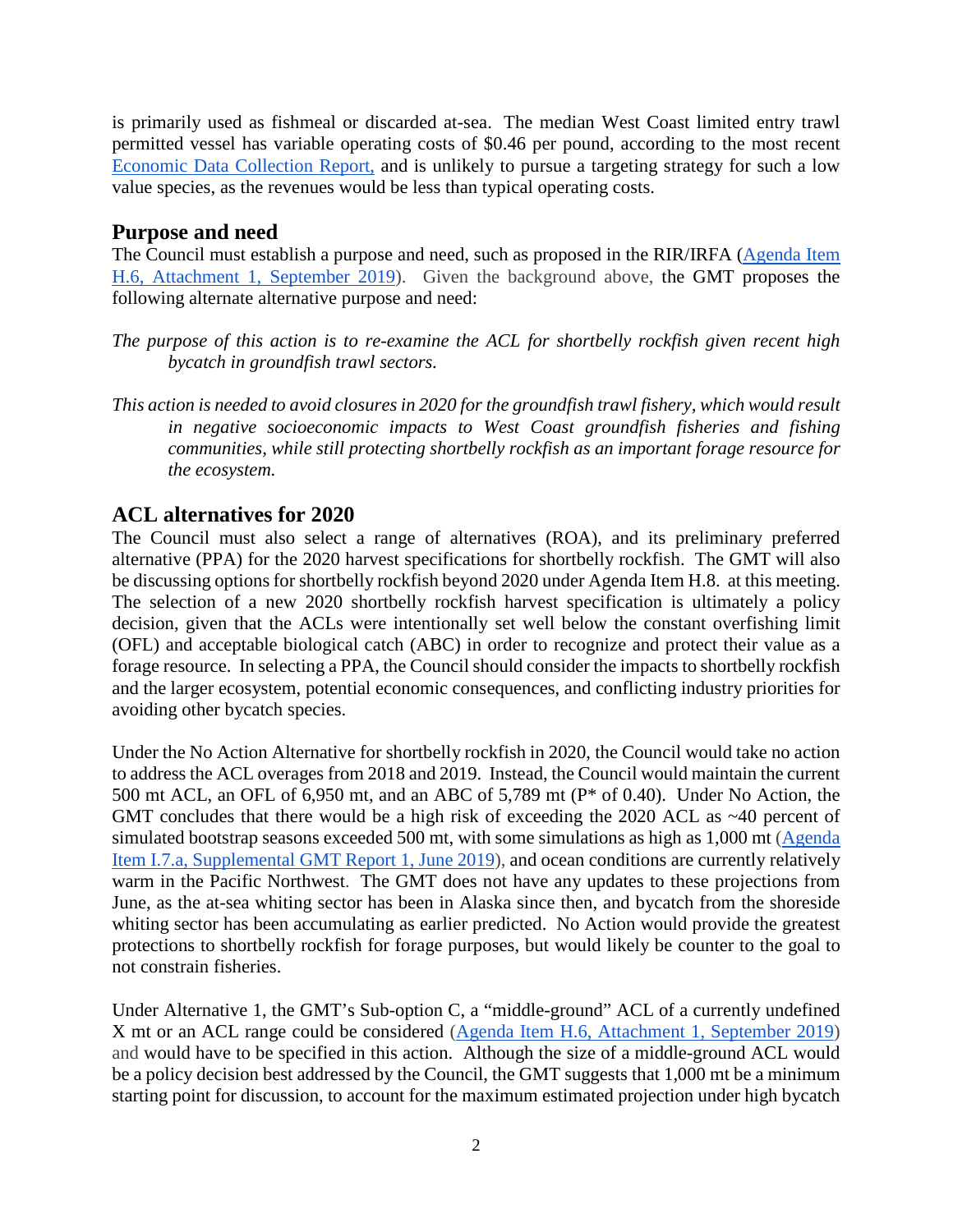is primarily used as fishmeal or discarded at-sea. The median West Coast limited entry trawl permitted vessel has variable operating costs of $0.46 per pound, according to the most recent Economic Data Collection Report, and is unlikely to pursue a targeting strategy for such a low value species, as the revenues would be less than typical operating costs.

## Purpose and need

The Council must establish a purpose and need, such as proposed in the RIR/IRFA (Agenda Item H.6, Attachment 1, September 2019). Given the background above, the GMT proposes the following alternate alternative purpose and need:

*The purpose of this action is to re-examine the ACL for shortbelly rockfish given recent high bycatch in groundfish trawl sectors.*

*This action is needed to avoid closures in 2020 for the groundfish trawl fishery, which would result in negative socioeconomic impacts to West Coast groundfish fisheries and fishing communities, while still protecting shortbelly rockfish as an important forage resource for the ecosystem.*

## ACL alternatives for 2020

The Council must also select a range of alternatives (ROA), and its preliminary preferred alternative (PPA) for the 2020 harvest specifications for shortbelly rockfish. The GMT will also be discussing options for shortbelly rockfish beyond 2020 under Agenda Item H.8. at this meeting. The selection of a new 2020 shortbelly rockfish harvest specification is ultimately a policy decision, given that the ACLs were intentionally set well below the constant overfishing limit (OFL) and acceptable biological catch (ABC) in order to recognize and protect their value as a forage resource. In selecting a PPA, the Council should consider the impacts to shortbelly rockfish and the larger ecosystem, potential economic consequences, and conflicting industry priorities for avoiding other bycatch species.

Under the No Action Alternative for shortbelly rockfish in 2020, the Council would take no action to address the ACL overages from 2018 and 2019. Instead, the Council would maintain the current 500 mt ACL, an OFL of 6,950 mt, and an ABC of 5,789 mt (P* of 0.40). Under No Action, the GMT concludes that there would be a high risk of exceeding the 2020 ACL as ~40 percent of simulated bootstrap seasons exceeded 500 mt, with some simulations as high as 1,000 mt (Agenda Item I.7.a, Supplemental GMT Report 1, June 2019), and ocean conditions are currently relatively warm in the Pacific Northwest. The GMT does not have any updates to these projections from June, as the at-sea whiting sector has been in Alaska since then, and bycatch from the shoreside whiting sector has been accumulating as earlier predicted. No Action would provide the greatest protections to shortbelly rockfish for forage purposes, but would likely be counter to the goal to not constrain fisheries.

Under Alternative 1, the GMT's Sub-option C, a "middle-ground" ACL of a currently undefined X mt or an ACL range could be considered (Agenda Item H.6, Attachment 1, September 2019) and would have to be specified in this action. Although the size of a middle-ground ACL would be a policy decision best addressed by the Council, the GMT suggests that 1,000 mt be a minimum starting point for discussion, to account for the maximum estimated projection under high bycatch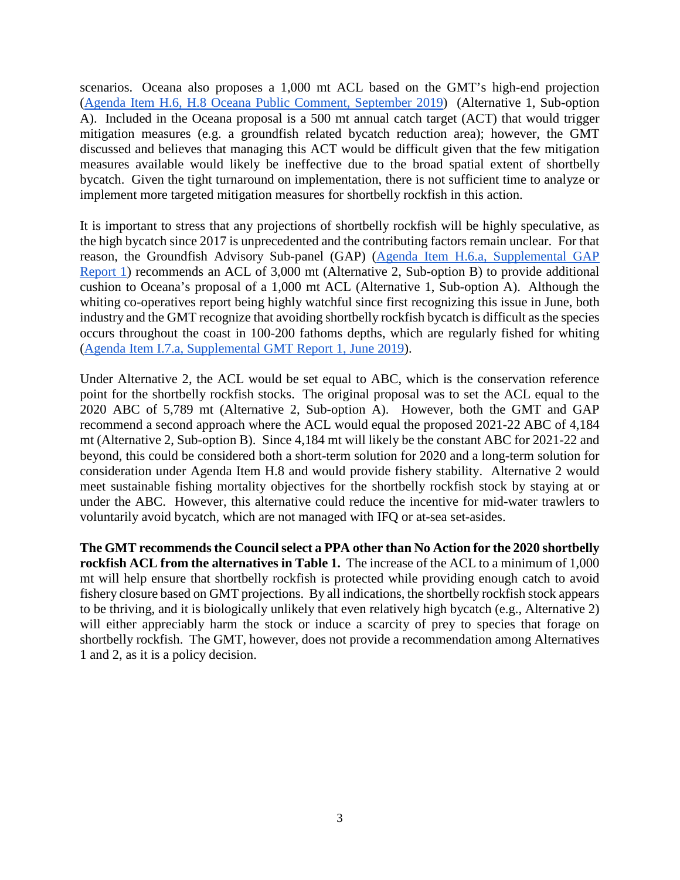scenarios. Oceana also proposes a 1,000 mt ACL based on the GMT's high-end projection (Agenda Item H.6, H.8 Oceana Public Comment, September 2019) (Alternative 1, Sub-option A). Included in the Oceana proposal is a 500 mt annual catch target (ACT) that would trigger mitigation measures (e.g. a groundfish related bycatch reduction area); however, the GMT discussed and believes that managing this ACT would be difficult given that the few mitigation measures available would likely be ineffective due to the broad spatial extent of shortbelly bycatch. Given the tight turnaround on implementation, there is not sufficient time to analyze or implement more targeted mitigation measures for shortbelly rockfish in this action.

It is important to stress that any projections of shortbelly rockfish will be highly speculative, as the high bycatch since 2017 is unprecedented and the contributing factors remain unclear. For that reason, the Groundfish Advisory Sub-panel (GAP) (Agenda Item H.6.a, Supplemental GAP Report 1) recommends an ACL of 3,000 mt (Alternative 2, Sub-option B) to provide additional cushion to Oceana's proposal of a 1,000 mt ACL (Alternative 1, Sub-option A). Although the whiting co-operatives report being highly watchful since first recognizing this issue in June, both industry and the GMT recognize that avoiding shortbelly rockfish bycatch is difficult as the species occurs throughout the coast in 100-200 fathoms depths, which are regularly fished for whiting (Agenda Item I.7.a, Supplemental GMT Report 1, June 2019).

Under Alternative 2, the ACL would be set equal to ABC, which is the conservation reference point for the shortbelly rockfish stocks. The original proposal was to set the ACL equal to the 2020 ABC of 5,789 mt (Alternative 2, Sub-option A). However, both the GMT and GAP recommend a second approach where the ACL would equal the proposed 2021-22 ABC of 4,184 mt (Alternative 2, Sub-option B). Since 4,184 mt will likely be the constant ABC for 2021-22 and beyond, this could be considered both a short-term solution for 2020 and a long-term solution for consideration under Agenda Item H.8 and would provide fishery stability. Alternative 2 would meet sustainable fishing mortality objectives for the shortbelly rockfish stock by staying at or under the ABC. However, this alternative could reduce the incentive for mid-water trawlers to voluntarily avoid bycatch, which are not managed with IFQ or at-sea set-asides.

**The GMT recommends the Council select a PPA other than No Action for the 2020 shortbelly rockfish ACL from the alternatives in Table 1.** The increase of the ACL to a minimum of 1,000 mt will help ensure that shortbelly rockfish is protected while providing enough catch to avoid fishery closure based on GMT projections. By all indications, the shortbelly rockfish stock appears to be thriving, and it is biologically unlikely that even relatively high bycatch (e.g., Alternative 2) will either appreciably harm the stock or induce a scarcity of prey to species that forage on shortbelly rockfish. The GMT, however, does not provide a recommendation among Alternatives 1 and 2, as it is a policy decision.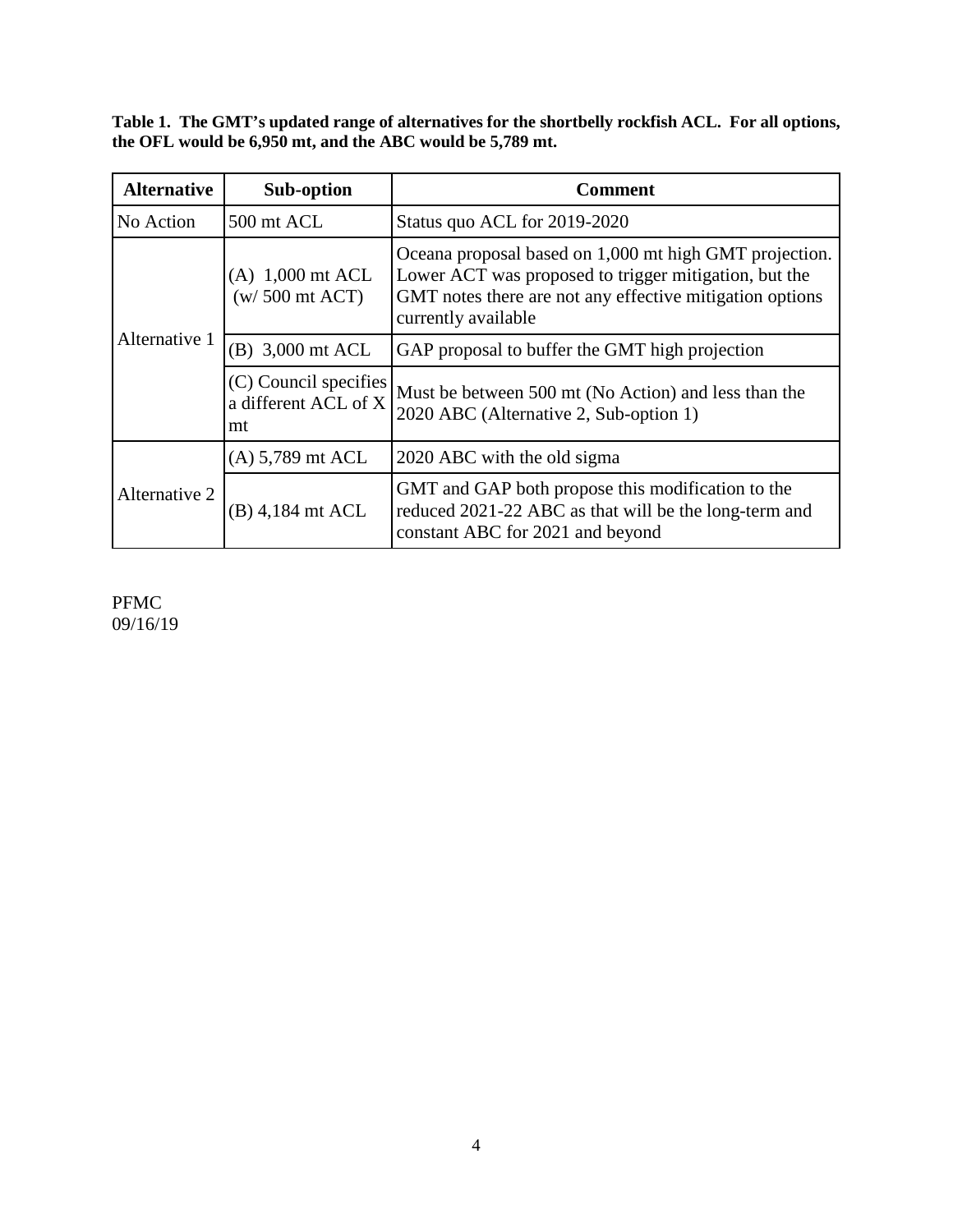**Table 1. The GMT's updated range of alternatives for the shortbelly rockfish ACL. For all options, the OFL would be 6,950 mt, and the ABC would be 5,789 mt.**

| Alternative | Sub-option | Comment |
|---|---|---|
| No Action | 500 mt ACL | Status quo ACL for 2019-2020 |
| Alternative 1 | (A) 1,000 mt ACL (w/ 500 mt ACT) | Oceana proposal based on 1,000 mt high GMT projection. Lower ACT was proposed to trigger mitigation, but the GMT notes there are not any effective mitigation options currently available |
| | (B) 3,000 mt ACL | GAP proposal to buffer the GMT high projection |
| | (C) Council specifies a different ACL of X mt | Must be between 500 mt (No Action) and less than the 2020 ABC (Alternative 2, Sub-option 1) |
| Alternative 2 | (A) 5,789 mt ACL | 2020 ABC with the old sigma |
| | (B) 4,184 mt ACL | GMT and GAP both propose this modification to the reduced 2021-22 ABC as that will be the long-term and constant ABC for 2021 and beyond |

PFMC
09/16/19